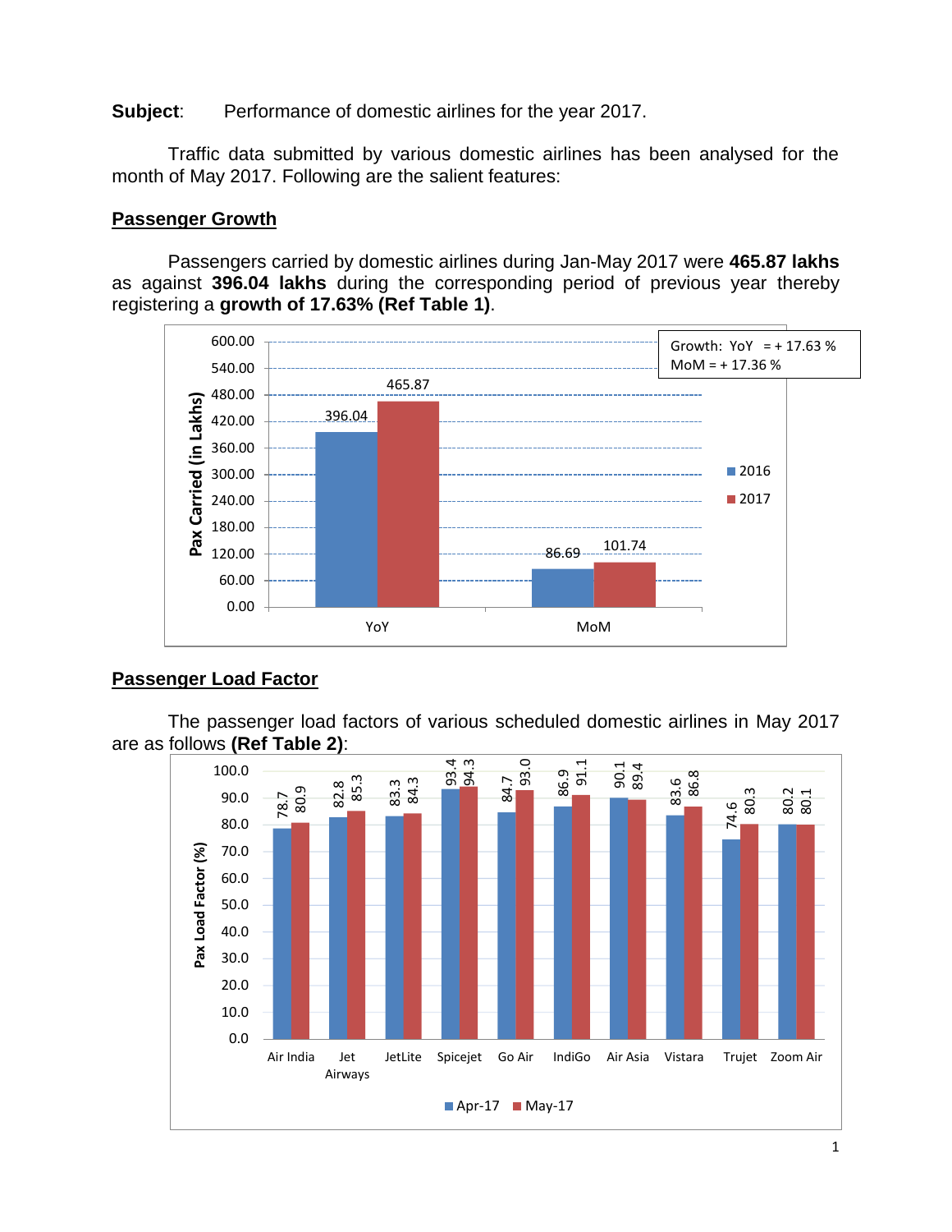**Subject**: Performance of domestic airlines for the year 2017.

Traffic data submitted by various domestic airlines has been analysed for the month of May 2017. Following are the salient features:

## Passenger Growth

Passengers carried by domestic airlines during Jan-May 2017 were **465.87 lakhs** as against **396.04 lakhs** during the corresponding period of previous year thereby registering a **growth of 17.63% (Ref Table 1)**.

| Pax Carried (in Lakhs) | 2016 | 2017 |
|---|---|---|
| YoY | 396.04 | 465.87 |
| MoM | 86.69 | 101.74 |

Growth: YoY = + 17.63 %
MoM = + 17.36 %

## Passenger Load Factor

The passenger load factors of various scheduled domestic airlines in May 2017 are as follows **(Ref Table 2)**:

| Pax Load Factor (%) | Apr-17 | May-17 |
|---|---|---|
| Air India | 78.7 | 80.9 |
| Jet Airways | 82.8 | 85.3 |
| JetLite | 83.3 | 84.3 |
| Spicejet | 93.4 | 94.3 |
| Go Air | 84.7 | 93.0 |
| IndiGo | 86.9 | 91.1 |
| Air Asia | 90.1 | 89.4 |
| Vistara | 83.6 | 86.8 |
| Trujet | 74.6 | 80.3 |
| Zoom Air | 80.2 | 80.1 |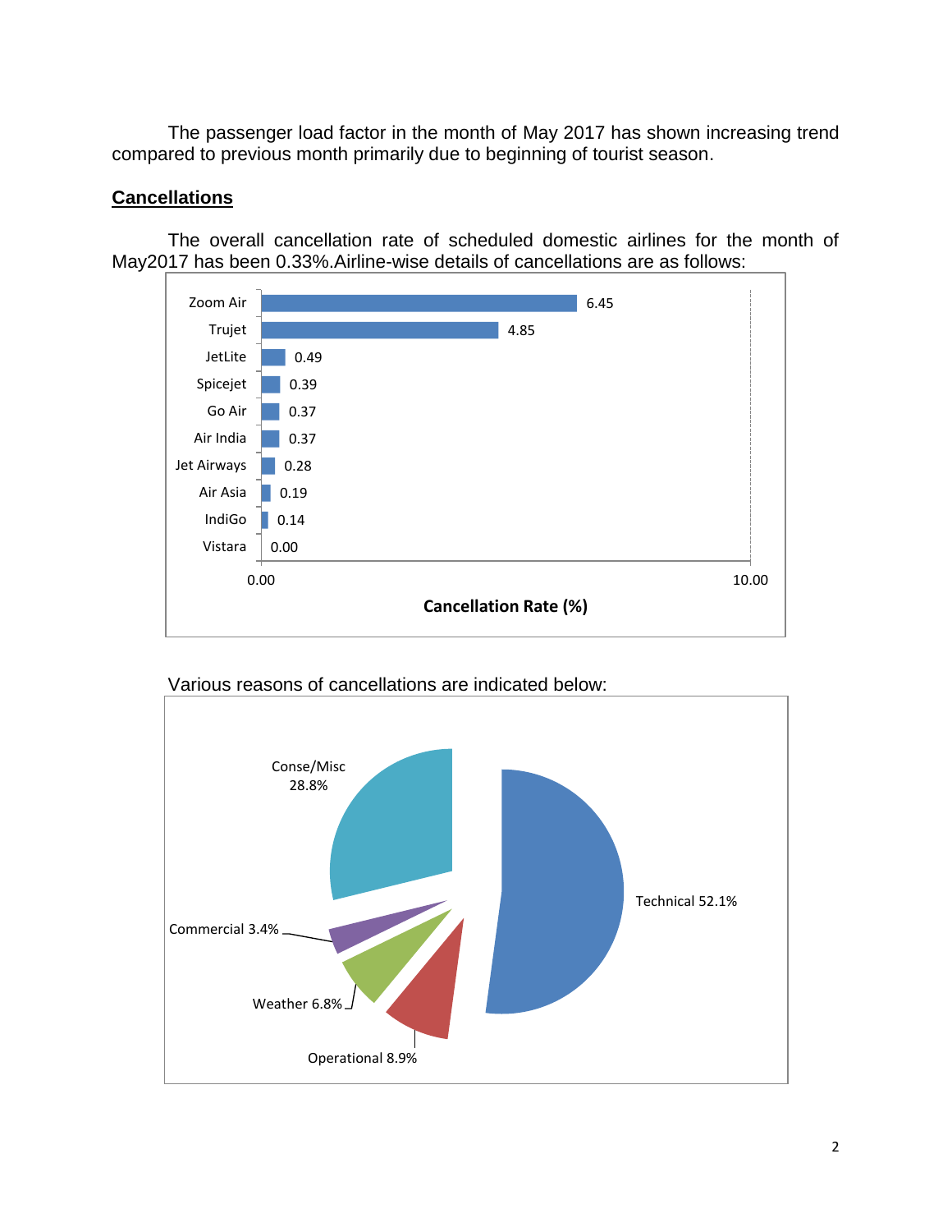The passenger load factor in the month of May 2017 has shown increasing trend compared to previous month primarily due to beginning of tourist season.

## Cancellations

The overall cancellation rate of scheduled domestic airlines for the month of May2017 has been 0.33%.Airline-wise details of cancellations are as follows:

| Airline | Cancellation Rate (%) |
|---|---|
| Zoom Air | 6.45 |
| Trujet | 4.85 |
| JetLite | 0.49 |
| Spicejet | 0.39 |
| Go Air | 0.37 |
| Air India | 0.37 |
| Jet Airways | 0.28 |
| Air Asia | 0.19 |
| IndiGo | 0.14 |
| Vistara | 0.00 |

Various reasons of cancellations are indicated below:

| Reason | Share |
|---|---|
| Technical | 52.1% |
| Conse/Misc | 28.8% |
| Operational | 8.9% |
| Weather | 6.8% |
| Commercial | 3.4% |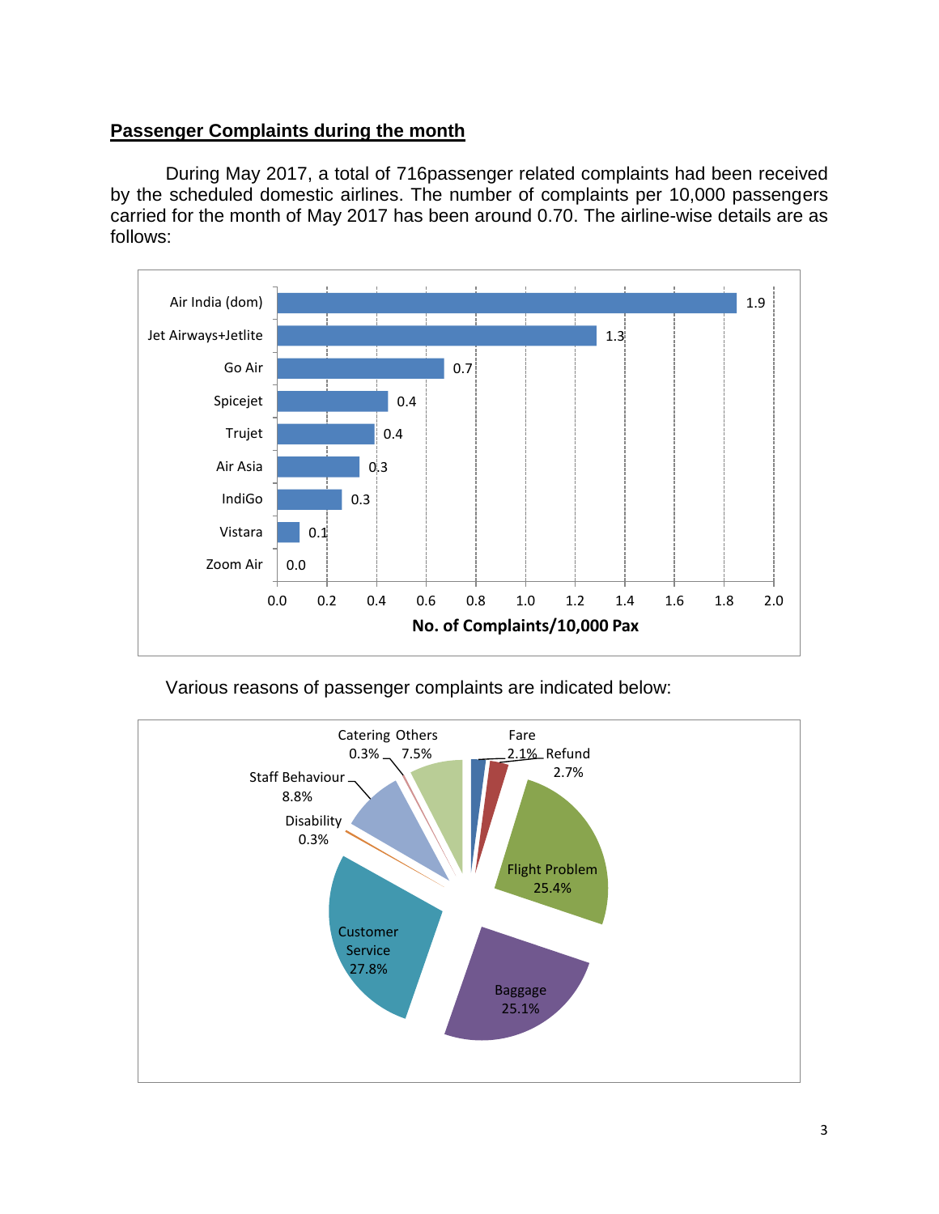## Passenger Complaints during the month

During May 2017, a total of 716passenger related complaints had been received by the scheduled domestic airlines. The number of complaints per 10,000 passengers carried for the month of May 2017 has been around 0.70. The airline-wise details are as follows:

| Airline | No. of Complaints/10,000 Pax |
|---|---|
| Air India (dom) | 1.9 |
| Jet Airways+Jetlite | 1.3 |
| Go Air | 0.7 |
| Spicejet | 0.4 |
| Trujet | 0.4 |
| Air Asia | 0.3 |
| IndiGo | 0.3 |
| Vistara | 0.1 |
| Zoom Air | 0.0 |

Various reasons of passenger complaints are indicated below:

| Reason | Share |
|---|---|
| Fare | 2.1% |
| Refund | 2.7% |
| Flight Problem | 25.4% |
| Baggage | 25.1% |
| Customer Service | 27.8% |
| Disability | 0.3% |
| Staff Behaviour | 8.8% |
| Catering | 0.3% |
| Others | 7.5% |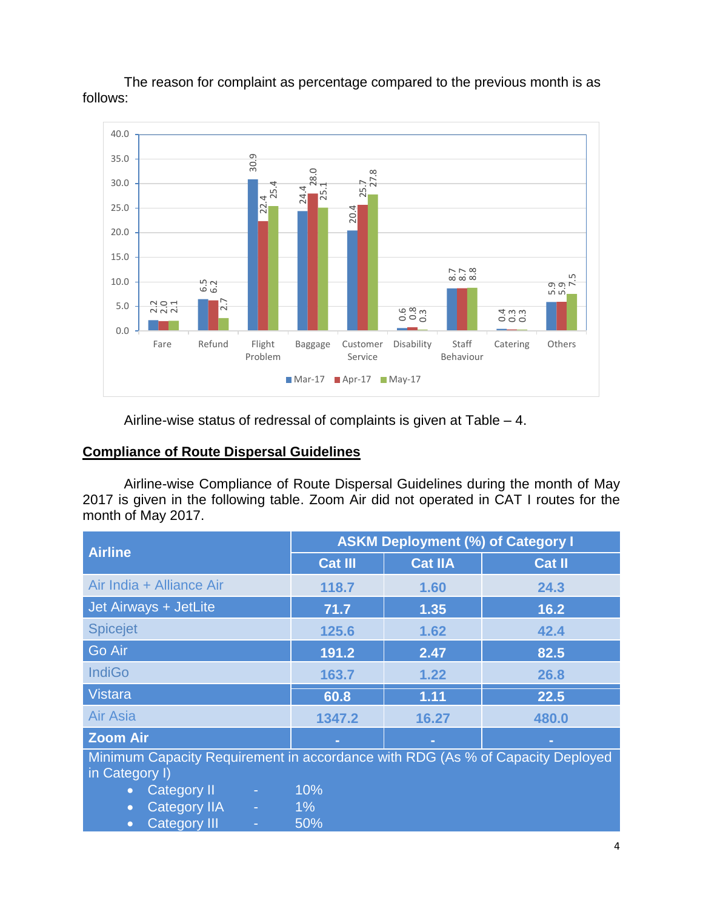The reason for complaint as percentage compared to the previous month is as follows:

| Reason | Mar-17 | Apr-17 | May-17 |
|---|---|---|---|
| Fare | 2.2 | 2.0 | 2.1 |
| Refund | 6.5 | 6.2 | 2.7 |
| Flight Problem | 30.9 | 22.4 | 25.4 |
| Baggage | 24.4 | 28.0 | 25.1 |
| Customer Service | 20.4 | 25.7 | 27.8 |
| Disability | 0.6 | 0.8 | 0.3 |
| Staff Behaviour | 8.7 | 8.7 | 8.8 |
| Catering | 0.4 | 0.3 | 0.3 |
| Others | 5.9 | 5.9 | 7.5 |

Airline-wise status of redressal of complaints is given at Table – 4.

## Compliance of Route Dispersal Guidelines

Airline-wise Compliance of Route Dispersal Guidelines during the month of May 2017 is given in the following table. Zoom Air did not operated in CAT I routes for the month of May 2017.

| Airline | ASKM Deployment (%) of Category I | | |
|---|---|---|---|
| | Cat III | Cat IIA | Cat II |
| Air India + Alliance Air | 118.7 | 1.60 | 24.3 |
| Jet Airways + JetLite | 71.7 | 1.35 | 16.2 |
| Spicejet | 125.6 | 1.62 | 42.4 |
| Go Air | 191.2 | 2.47 | 82.5 |
| IndiGo | 163.7 | 1.22 | 26.8 |
| Vistara | 60.8 | 1.11 | 22.5 |
| Air Asia | 1347.2 | 16.27 | 480.0 |
| **Zoom Air** | - | - | - |

Minimum Capacity Requirement in accordance with RDG (As % of Capacity Deployed in Category I)

- Category II - 10%
- Category IIA - 1%
- Category III - 50%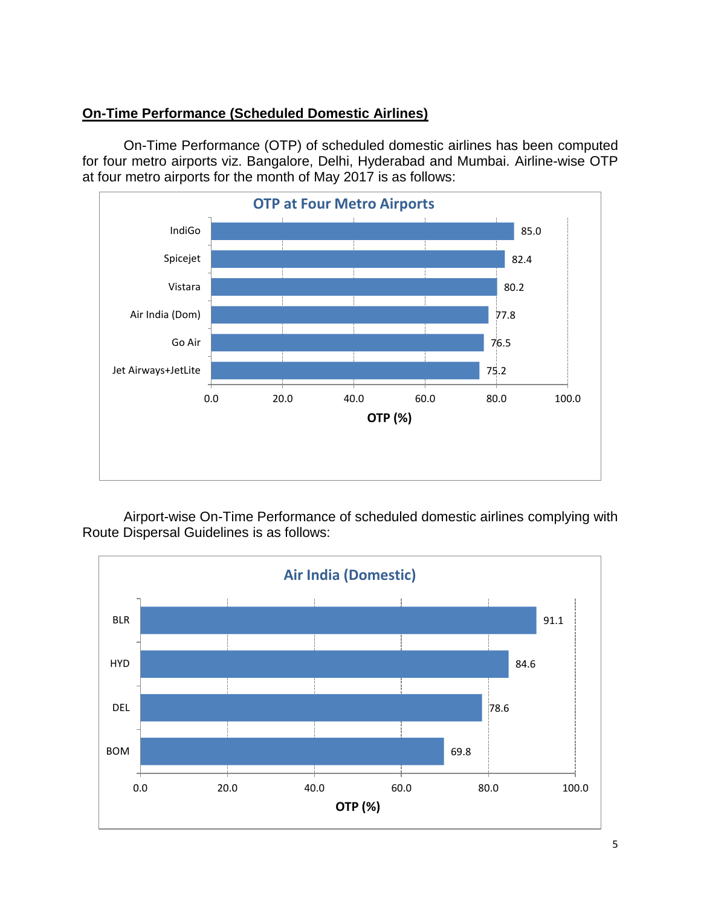## On-Time Performance (Scheduled Domestic Airlines)

On-Time Performance (OTP) of scheduled domestic airlines has been computed for four metro airports viz. Bangalore, Delhi, Hyderabad and Mumbai. Airline-wise OTP at four metro airports for the month of May 2017 is as follows:

**OTP at Four Metro Airports**

| Airline | OTP (%) |
|---|---|
| IndiGo | 85.0 |
| Spicejet | 82.4 |
| Vistara | 80.2 |
| Air India (Dom) | 77.8 |
| Go Air | 76.5 |
| Jet Airways+JetLite | 75.2 |

Airport-wise On-Time Performance of scheduled domestic airlines complying with Route Dispersal Guidelines is as follows:

**Air India (Domestic)**

| Airport | OTP (%) |
|---|---|
| BLR | 91.1 |
| HYD | 84.6 |
| DEL | 78.6 |
| BOM | 69.8 |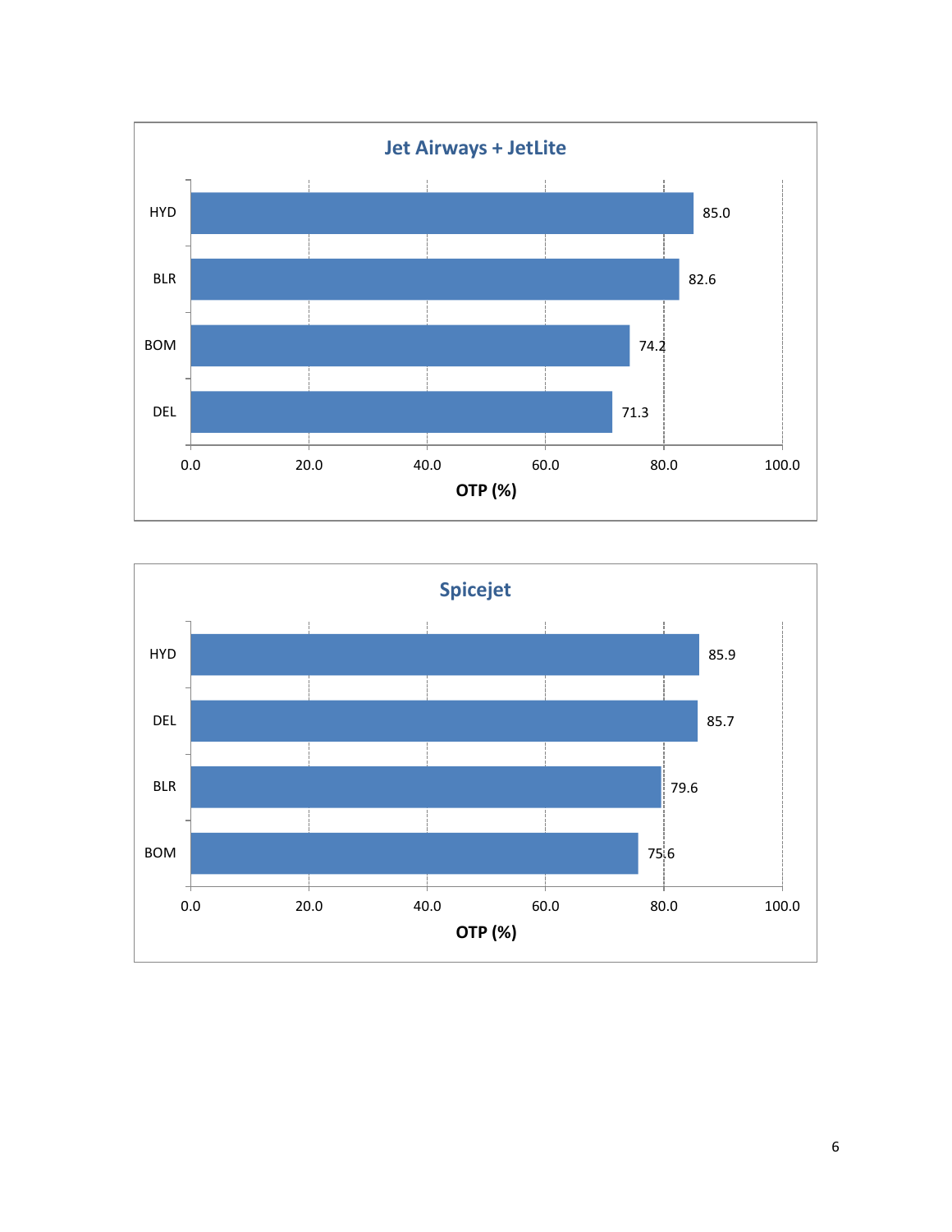## Jet Airways + JetLite

| Airport | OTP (%) |
|---|---|
| HYD | 85.0 |
| BLR | 82.6 |
| BOM | 74.2 |
| DEL | 71.3 |

## Spicejet

| Airport | OTP (%) |
|---|---|
| HYD | 85.9 |
| DEL | 85.7 |
| BLR | 79.6 |
| BOM | 75.6 |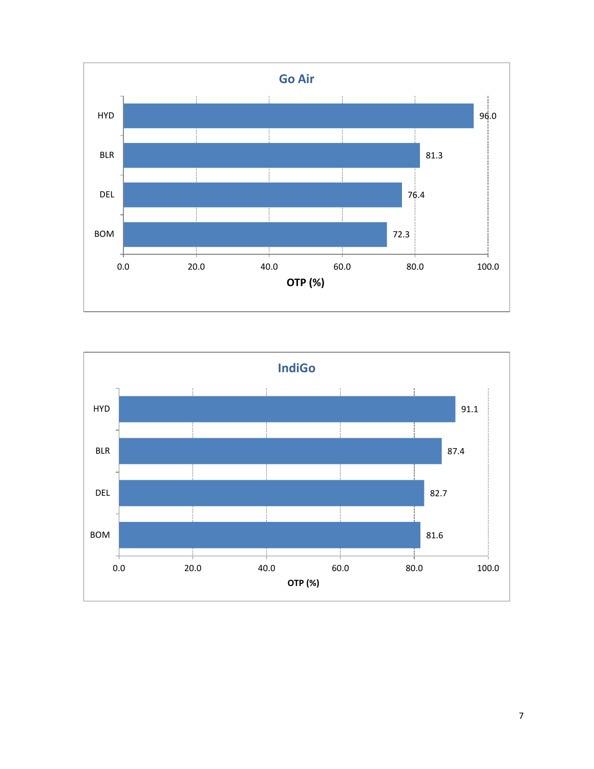## Go Air

| Airport | OTP (%) |
|---|---|
| HYD | 96.0 |
| BLR | 81.3 |
| DEL | 76.4 |
| BOM | 72.3 |

## IndiGo

| Airport | OTP (%) |
|---|---|
| HYD | 91.1 |
| BLR | 87.4 |
| DEL | 82.7 |
| BOM | 81.6 |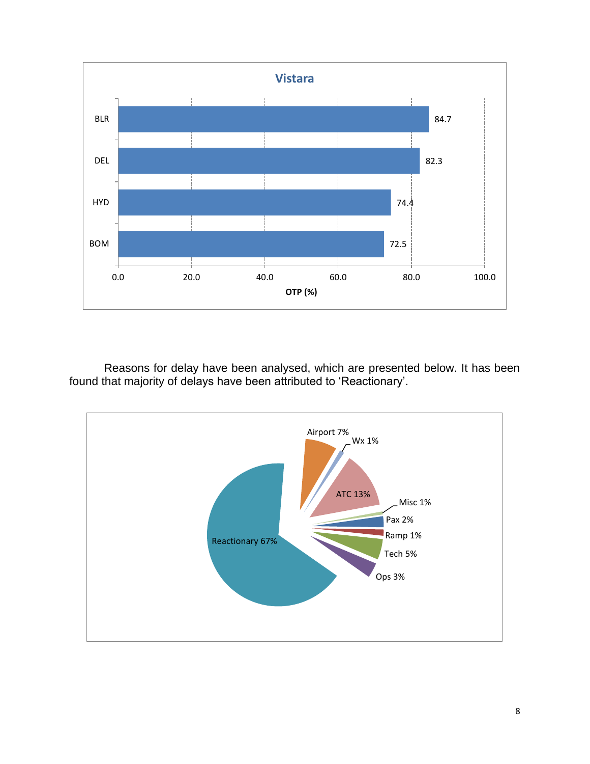**Vistara**

| Airport | OTP (%) |
|---|---|
| BLR | 84.7 |
| DEL | 82.3 |
| HYD | 74.4 |
| BOM | 72.5 |

Reasons for delay have been analysed, which are presented below. It has been found that majority of delays have been attributed to 'Reactionary'.

| Reason | Share |
|---|---|
| Reactionary | 67% |
| ATC | 13% |
| Airport | 7% |
| Tech | 5% |
| Ops | 3% |
| Pax | 2% |
| Wx | 1% |
| Misc | 1% |
| Ramp | 1% |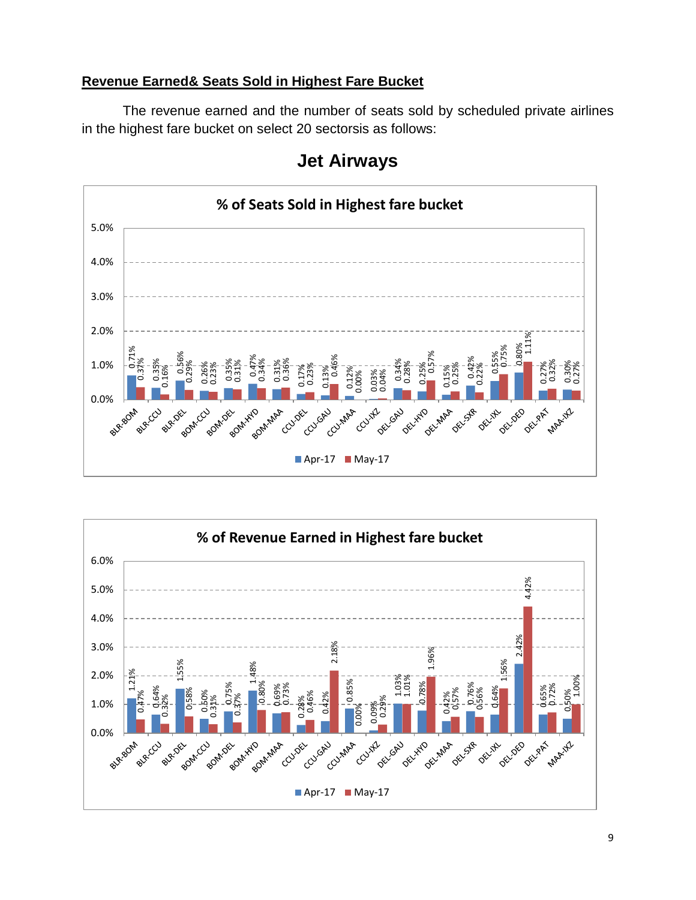## Revenue Earned& Seats Sold in Highest Fare Bucket

The revenue earned and the number of seats sold by scheduled private airlines in the highest fare bucket on select 20 sectorsis as follows:

# Jet Airways

**% of Seats Sold in Highest fare bucket**

| Sector | Apr-17 | May-17 |
|---|---|---|
| BLR-BOM | 0.71% | 0.37% |
| BLR-CCU | 0.35% | 0.16% |
| BLR-DEL | 0.56% | 0.29% |
| BOM-CCU | 0.26% | 0.23% |
| BOM-DEL | 0.35% | 0.31% |
| BOM-HYD | 0.47% | 0.34% |
| BOM-MAA | 0.31% | 0.36% |
| CCU-DEL | 0.17% | 0.23% |
| CCU-GAU | 0.13% | 0.46% |
| CCU-MAA | 0.12% | 0.00% |
| CCU-IXZ | 0.03% | 0.04% |
| DEL-GAU | 0.34% | 0.28% |
| DEL-HYD | 0.25% | 0.57% |
| DEL-MAA | 0.15% | 0.25% |
| DEL-SXR | 0.42% | 0.22% |
| DEL-IXL | 0.55% | 0.75% |
| DEL-DED | 0.80% | 1.11% |
| DEL-PAT | 0.27% | 0.32% |
| MAA-IXZ | 0.30% | 0.27% |

**% of Revenue Earned in Highest fare bucket**

| Sector | Apr-17 | May-17 |
|---|---|---|
| BLR-BOM | 1.21% | 0.47% |
| BLR-CCU | 0.64% | 0.32% |
| BLR-DEL | 1.55% | 0.58% |
| BOM-CCU | 0.50% | 0.31% |
| BOM-DEL | 0.75% | 0.37% |
| BOM-HYD | 1.48% | 0.80% |
| BOM-MAA | 0.69% | 0.73% |
| CCU-DEL | 0.28% | 0.46% |
| CCU-GAU | 0.42% | 2.18% |
| CCU-MAA | 0.85% | 0.00% |
| CCU-IXZ | 0.09% | 0.29% |
| DEL-GAU | 1.03% | 1.01% |
| DEL-HYD | 0.78% | 1.96% |
| DEL-MAA | 0.42% | 0.57% |
| DEL-SXR | 0.76% | 0.56% |
| DEL-IXL | 0.64% | 1.56% |
| DEL-DED | 2.42% | 4.42% |
| DEL-PAT | 0.65% | 0.72% |
| MAA-IXZ | 0.50% | 1.00% |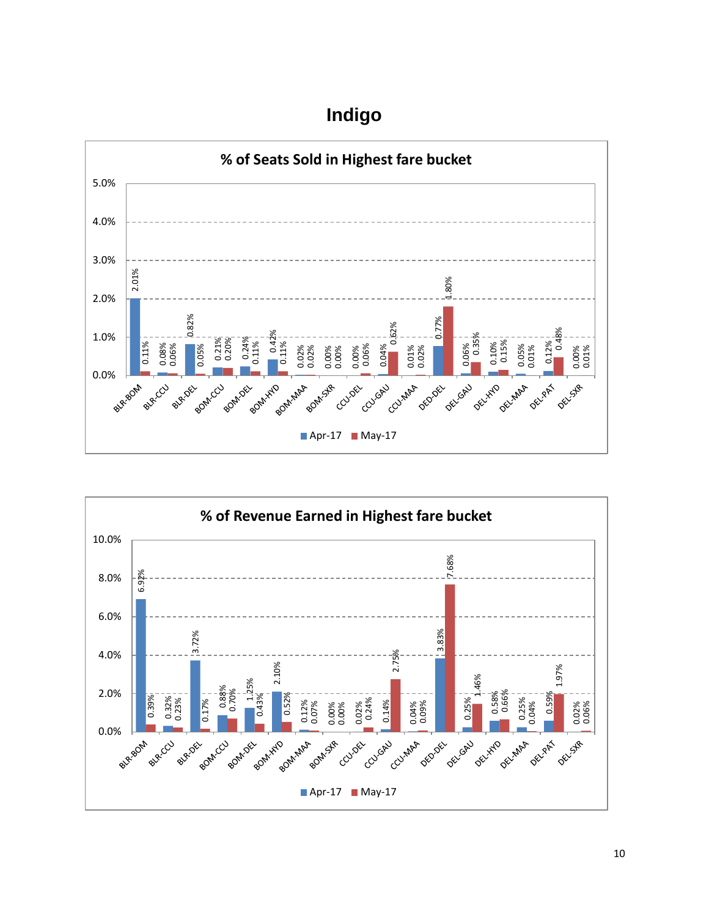# Indigo

## % of Seats Sold in Highest fare bucket

| Route | Apr-17 | May-17 |
|---|---|---|
| BLR-BOM | 2.01% | 0.11% |
| BLR-CCU | 0.08% | 0.06% |
| BLR-DEL | 0.82% | 0.05% |
| BOM-CCU | 0.21% | 0.20% |
| BOM-DEL | 0.24% | 0.11% |
| BOM-HYD | 0.42% | 0.11% |
| BOM-MAA | 0.02% | 0.02% |
| BOM-SXR | 0.00% | 0.00% |
| CCU-DEL | 0.00% | 0.06% |
| CCU-GAU | 0.04% | 0.62% |
| CCU-MAA | 0.01% | 0.02% |
| DED-DEL | 0.77% | 1.80% |
| DEL-GAU | 0.06% | 0.35% |
| DEL-HYD | 0.10% | 0.15% |
| DEL-MAA | 0.05% | 0.01% |
| DEL-PAT | 0.12% | 0.48% |
| DEL-SXR | 0.00% | 0.01% |

## % of Revenue Earned in Highest fare bucket

| Route | Apr-17 | May-17 |
|---|---|---|
| BLR-BOM | 6.92% | 0.39% |
| BLR-CCU | 0.32% | 0.23% |
| BLR-DEL | 3.72% | 0.17% |
| BOM-CCU | 0.88% | 0.70% |
| BOM-DEL | 1.25% | 0.43% |
| BOM-HYD | 2.10% | 0.52% |
| BOM-MAA | 0.12% | 0.07% |
| BOM-SXR | 0.00% | 0.00% |
| CCU-DEL | 0.02% | 0.24% |
| CCU-GAU | 0.14% | 2.75% |
| CCU-MAA | 0.04% | 0.09% |
| DED-DEL | 3.83% | 7.68% |
| DEL-GAU | 0.25% | 1.46% |
| DEL-HYD | 0.58% | 0.66% |
| DEL-MAA | 0.25% | 0.04% |
| DEL-PAT | 0.59% | 1.97% |
| DEL-SXR | 0.02% | 0.06% |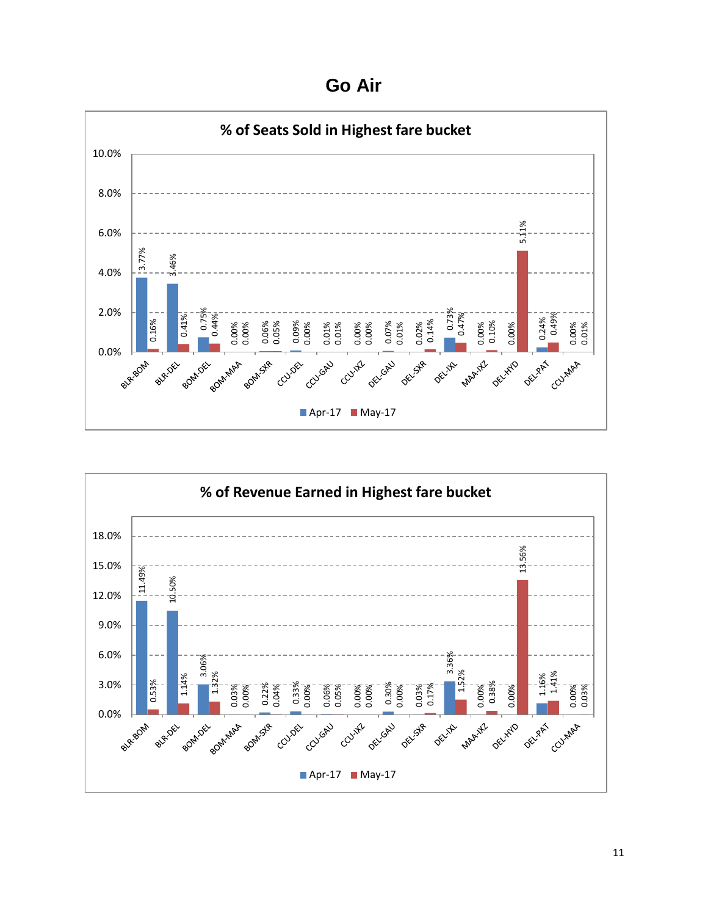# Go Air

## % of Seats Sold in Highest fare bucket

| Route | Apr-17 | May-17 |
|---|---|---|
| BLR-BOM | 3.77% | 0.16% |
| BLR-DEL | 3.46% | 0.41% |
| BOM-DEL | 0.75% | 0.44% |
| BOM-MAA | 0.00% | 0.00% |
| BOM-SXR | 0.06% | 0.05% |
| CCU-DEL | 0.09% | 0.00% |
| CCU-GAU | 0.01% | 0.01% |
| CCU-IXZ | 0.00% | 0.00% |
| DEL-GAU | 0.07% | 0.01% |
| DEL-SXR | 0.02% | 0.14% |
| DEL-IXL | 0.73% | 0.47% |
| MAA-IXZ | 0.00% | 0.10% |
| DEL-HYD | 0.00% | 5.11% |
| DEL-PAT | 0.24% | 0.49% |
| CCU-MAA | 0.00% | 0.01% |

## % of Revenue Earned in Highest fare bucket

| Route | Apr-17 | May-17 |
|---|---|---|
| BLR-BOM | 11.49% | 0.53% |
| BLR-DEL | 10.50% | 1.14% |
| BOM-DEL | 3.06% | 1.32% |
| BOM-MAA | 0.03% | 0.00% |
| BOM-SXR | 0.22% | 0.04% |
| CCU-DEL | 0.33% | 0.00% |
| CCU-GAU | 0.06% | 0.05% |
| CCU-IXZ | 0.00% | 0.00% |
| DEL-GAU | 0.30% | 0.00% |
| DEL-SXR | 0.03% | 0.17% |
| DEL-IXL | 3.36% | 1.52% |
| MAA-IXZ | 0.00% | 0.38% |
| DEL-HYD | 0.00% | 13.56% |
| DEL-PAT | 1.16% | 1.41% |
| CCU-MAA | 0.00% | 0.03% |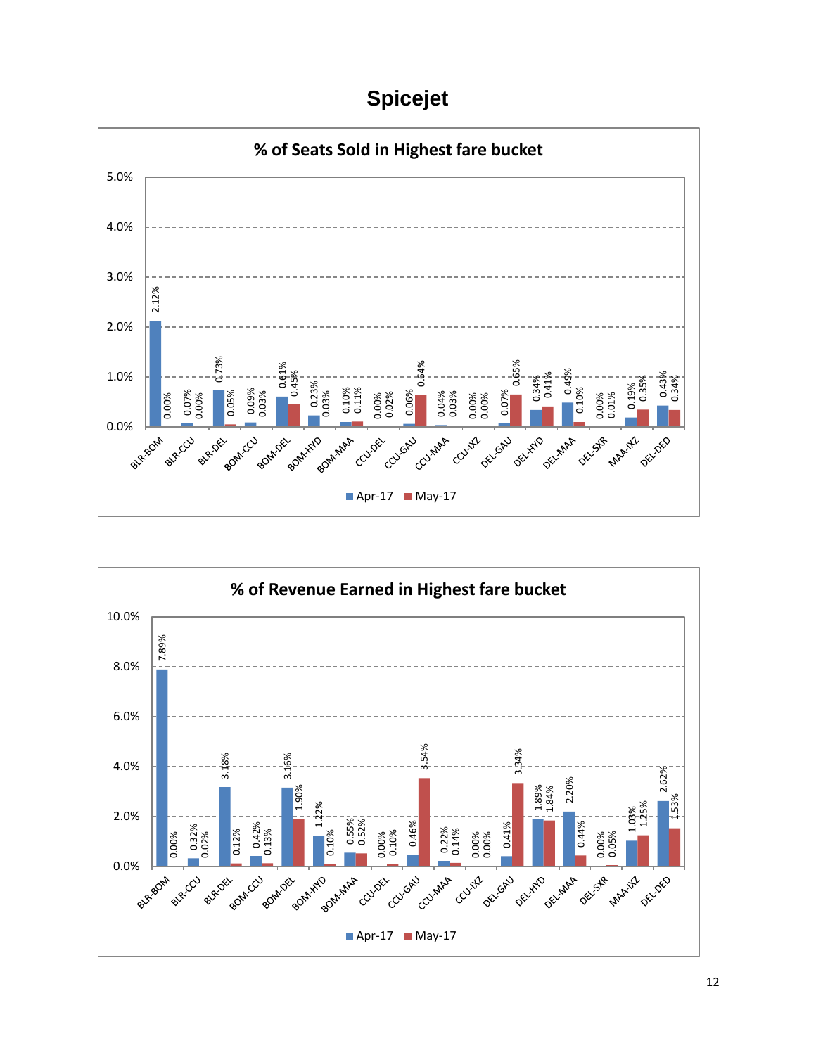# Spicejet

## % of Seats Sold in Highest fare bucket

| Route | Apr-17 | May-17 |
| --- | --- | --- |
| BLR-BOM | 2.12% | 0.00% |
| BLR-CCU | 0.07% | 0.00% |
| BLR-DEL | 0.73% | 0.05% |
| BOM-CCU | 0.09% | 0.03% |
| BOM-DEL | 0.61% | 0.45% |
| BOM-HYD | 0.23% | 0.03% |
| BOM-MAA | 0.10% | 0.11% |
| CCU-DEL | 0.00% | 0.02% |
| CCU-GAU | 0.06% | 0.64% |
| CCU-MAA | 0.04% | 0.03% |
| CCU-IXZ | 0.00% | 0.00% |
| DEL-GAU | 0.07% | 0.65% |
| DEL-HYD | 0.34% | 0.41% |
| DEL-MAA | 0.49% | 0.10% |
| DEL-SXR | 0.00% | 0.01% |
| MAA-IXZ | 0.19% | 0.35% |
| DEL-DED | 0.43% | 0.34% |

## % of Revenue Earned in Highest fare bucket

| Route | Apr-17 | May-17 |
| --- | --- | --- |
| BLR-BOM | 7.89% | 0.00% |
| BLR-CCU | 0.32% | 0.02% |
| BLR-DEL | 3.18% | 0.12% |
| BOM-CCU | 0.42% | 0.13% |
| BOM-DEL | 3.16% | 1.90% |
| BOM-HYD | 1.22% | 0.10% |
| BOM-MAA | 0.55% | 0.52% |
| CCU-DEL | 0.00% | 0.10% |
| CCU-GAU | 0.46% | 3.54% |
| CCU-MAA | 0.22% | 0.14% |
| CCU-IXZ | 0.00% | 0.00% |
| DEL-GAU | 0.41% | 3.34% |
| DEL-HYD | 1.89% | 1.84% |
| DEL-MAA | 2.20% | 0.44% |
| DEL-SXR | 0.00% | 0.05% |
| MAA-IXZ | 1.03% | 1.25% |
| DEL-DED | 2.62% | 1.53% |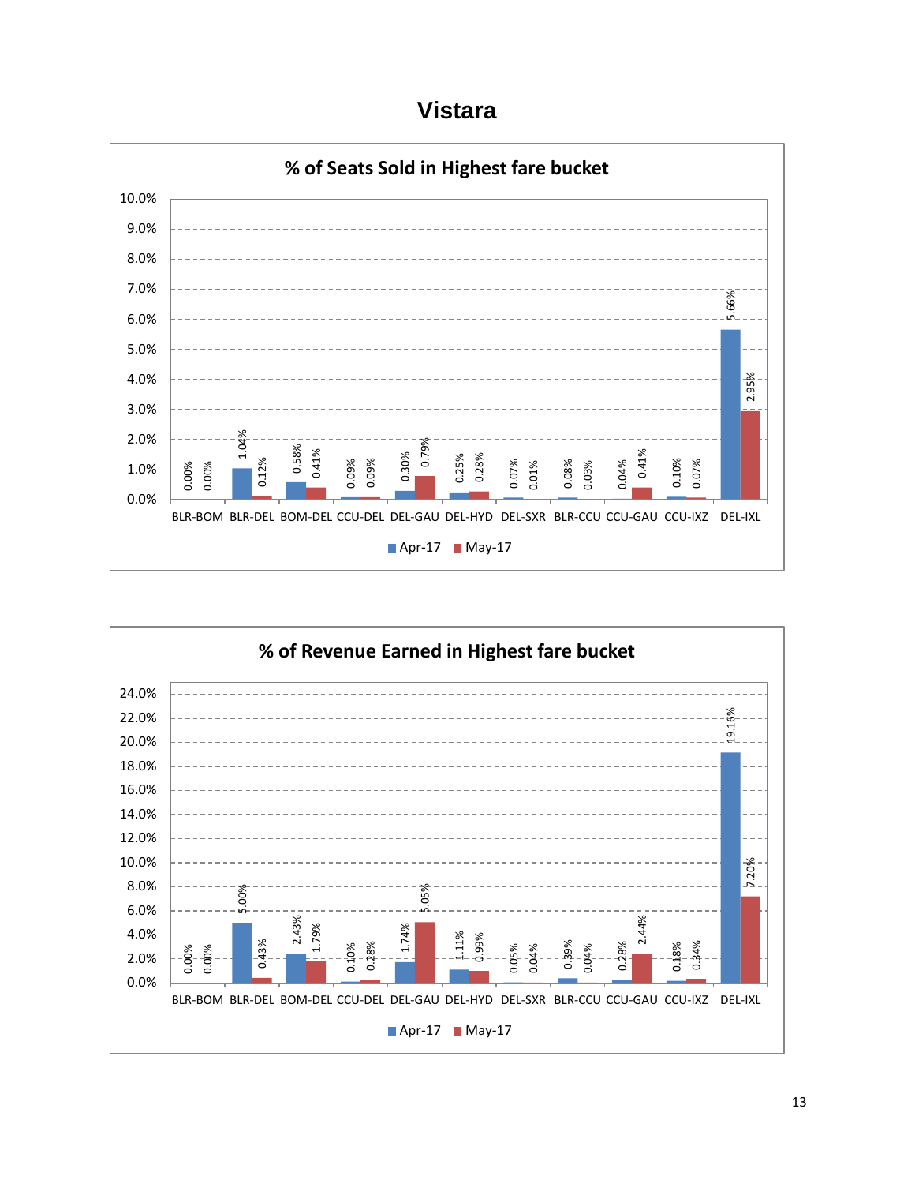# Vistara

## % of Seats Sold in Highest fare bucket

| Route | Apr-17 | May-17 |
| --- | --- | --- |
| BLR-BOM | 0.00% | 0.00% |
| BLR-DEL | 1.04% | 0.12% |
| BOM-DEL | 0.58% | 0.41% |
| CCU-DEL | 0.09% | 0.09% |
| DEL-GAU | 0.30% | 0.79% |
| DEL-HYD | 0.25% | 0.28% |
| DEL-SXR | 0.07% | 0.01% |
| BLR-CCU | 0.08% | 0.03% |
| CCU-GAU | 0.04% | 0.41% |
| CCU-IXZ | 0.10% | 0.07% |
| DEL-IXL | 5.66% | 2.95% |

## % of Revenue Earned in Highest fare bucket

| Route | Apr-17 | May-17 |
| --- | --- | --- |
| BLR-BOM | 0.00% | 0.00% |
| BLR-DEL | 5.00% | 0.43% |
| BOM-DEL | 2.43% | 1.79% |
| CCU-DEL | 0.10% | 0.28% |
| DEL-GAU | 1.74% | 5.05% |
| DEL-HYD | 1.11% | 0.99% |
| DEL-SXR | 0.05% | 0.04% |
| BLR-CCU | 0.39% | 0.04% |
| CCU-GAU | 0.28% | 2.44% |
| CCU-IXZ | 0.18% | 0.34% |
| DEL-IXL | 19.16% | 7.20% |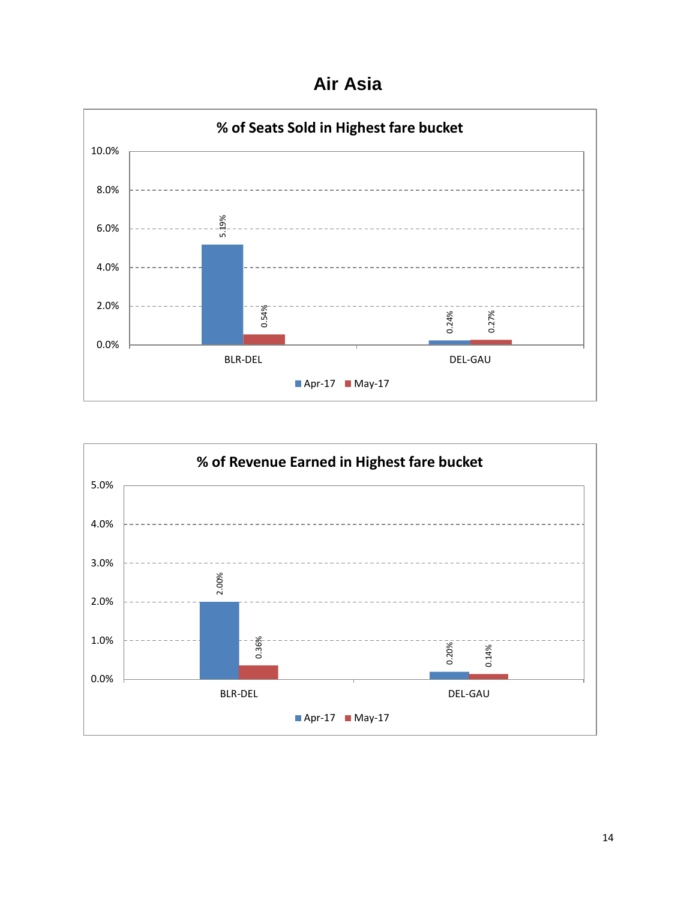# Air Asia

**% of Seats Sold in Highest fare bucket**

| Route | Apr-17 | May-17 |
| --- | --- | --- |
| BLR-DEL | 5.19% | 0.54% |
| DEL-GAU | 0.24% | 0.27% |

**% of Revenue Earned in Highest fare bucket**

| Route | Apr-17 | May-17 |
| --- | --- | --- |
| BLR-DEL | 2.00% | 0.36% |
| DEL-GAU | 0.20% | 0.14% |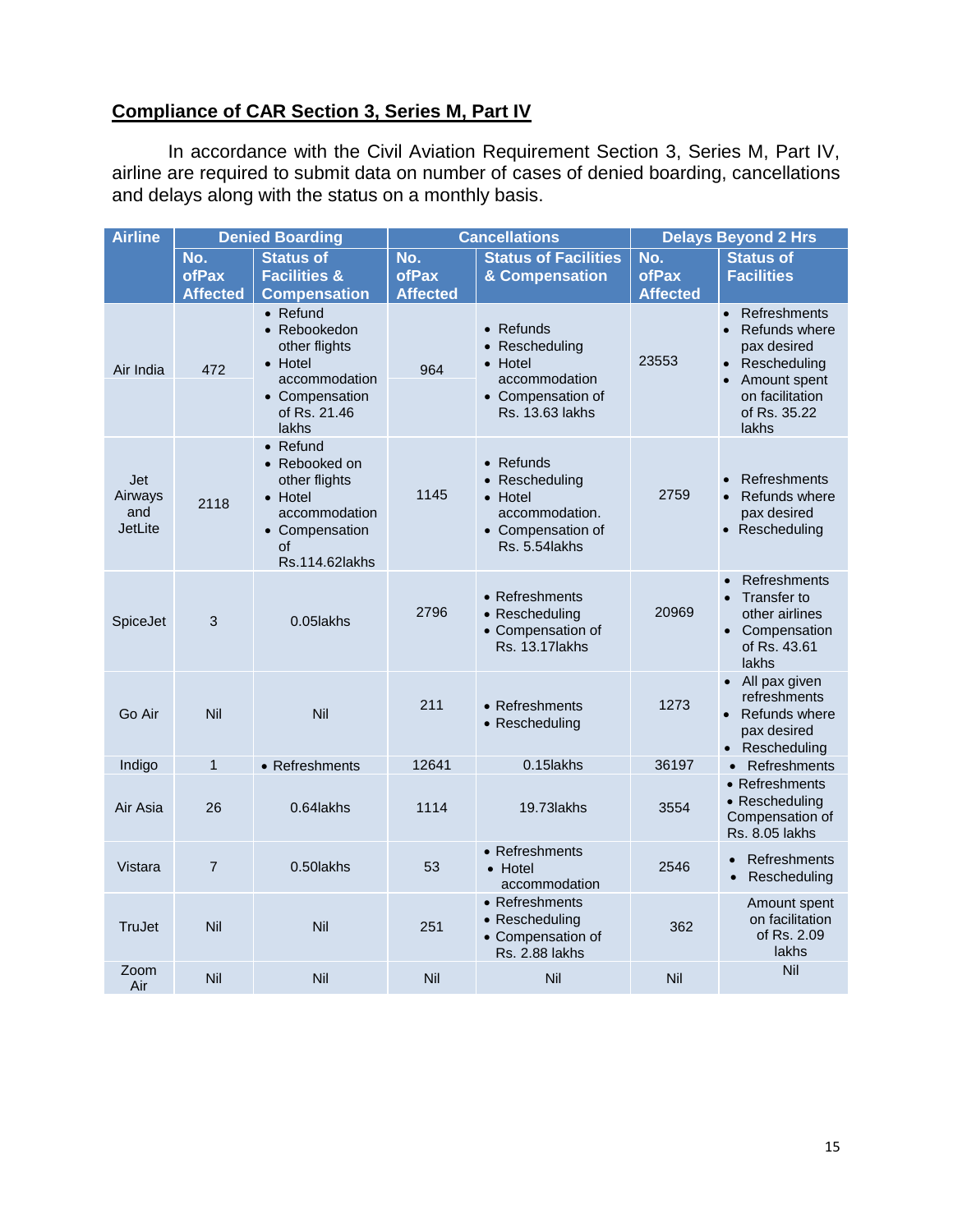## Compliance of CAR Section 3, Series M, Part IV

In accordance with the Civil Aviation Requirement Section 3, Series M, Part IV, airline are required to submit data on number of cases of denied boarding, cancellations and delays along with the status on a monthly basis.

| Airline | Denied Boarding | | Cancellations | | Delays Beyond 2 Hrs | |
|---|---|---|---|---|---|---|
| | No. ofPax Affected | Status of Facilities & Compensation | No. ofPax Affected | Status of Facilities & Compensation | No. ofPax Affected | Status of Facilities |
| Air India | 472 | • Refund<br>• Rebookedon other flights<br>• Hotel accommodation<br>• Compensation of Rs. 21.46 lakhs | 964 | • Refunds<br>• Rescheduling<br>• Hotel accommodation<br>• Compensation of Rs. 13.63 lakhs | 23553 | • Refreshments<br>• Refunds where pax desired<br>• Rescheduling<br>• Amount spent on facilitation of Rs. 35.22 lakhs |
| Jet Airways and JetLite | 2118 | • Refund<br>• Rebooked on other flights<br>• Hotel accommodation<br>• Compensation of Rs.114.62lakhs | 1145 | • Refunds<br>• Rescheduling<br>• Hotel accommodation.<br>• Compensation of Rs. 5.54lakhs | 2759 | • Refreshments<br>• Refunds where pax desired<br>• Rescheduling |
| SpiceJet | 3 | 0.05lakhs | 2796 | • Refreshments<br>• Rescheduling<br>• Compensation of Rs. 13.17lakhs | 20969 | • Refreshments<br>• Transfer to other airlines<br>• Compensation of Rs. 43.61 lakhs |
| Go Air | Nil | Nil | 211 | • Refreshments<br>• Rescheduling | 1273 | • All pax given refreshments<br>• Refunds where pax desired<br>• Rescheduling |
| Indigo | 1 | • Refreshments | 12641 | 0.15lakhs | 36197 | • Refreshments |
| Air Asia | 26 | 0.64lakhs | 1114 | 19.73lakhs | 3554 | • Refreshments<br>• Rescheduling<br>Compensation of Rs. 8.05 lakhs |
| Vistara | 7 | 0.50lakhs | 53 | • Refreshments<br>• Hotel accommodation | 2546 | • Refreshments<br>• Rescheduling |
| TruJet | Nil | Nil | 251 | • Refreshments<br>• Rescheduling<br>• Compensation of Rs. 2.88 lakhs | 362 | Amount spent on facilitation of Rs. 2.09 lakhs |
| Zoom Air | Nil | Nil | Nil | Nil | Nil | Nil |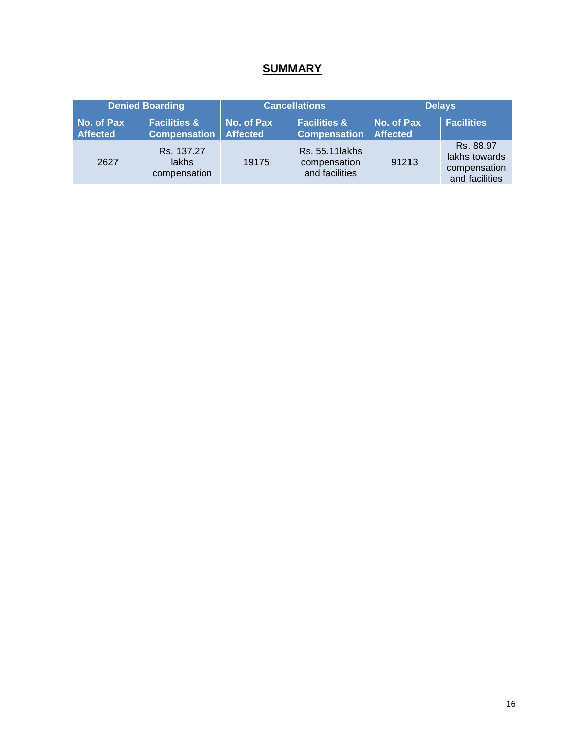## SUMMARY

| Denied Boarding | | Cancellations | | Delays | |
|---|---|---|---|---|---|
| No. of Pax Affected | Facilities & Compensation | No. of Pax Affected | Facilities & Compensation | No. of Pax Affected | Facilities |
| 2627 | Rs. 137.27 lakhs compensation | 19175 | Rs. 55.11lakhs compensation and facilities | 91213 | Rs. 88.97 lakhs towards compensation and facilities |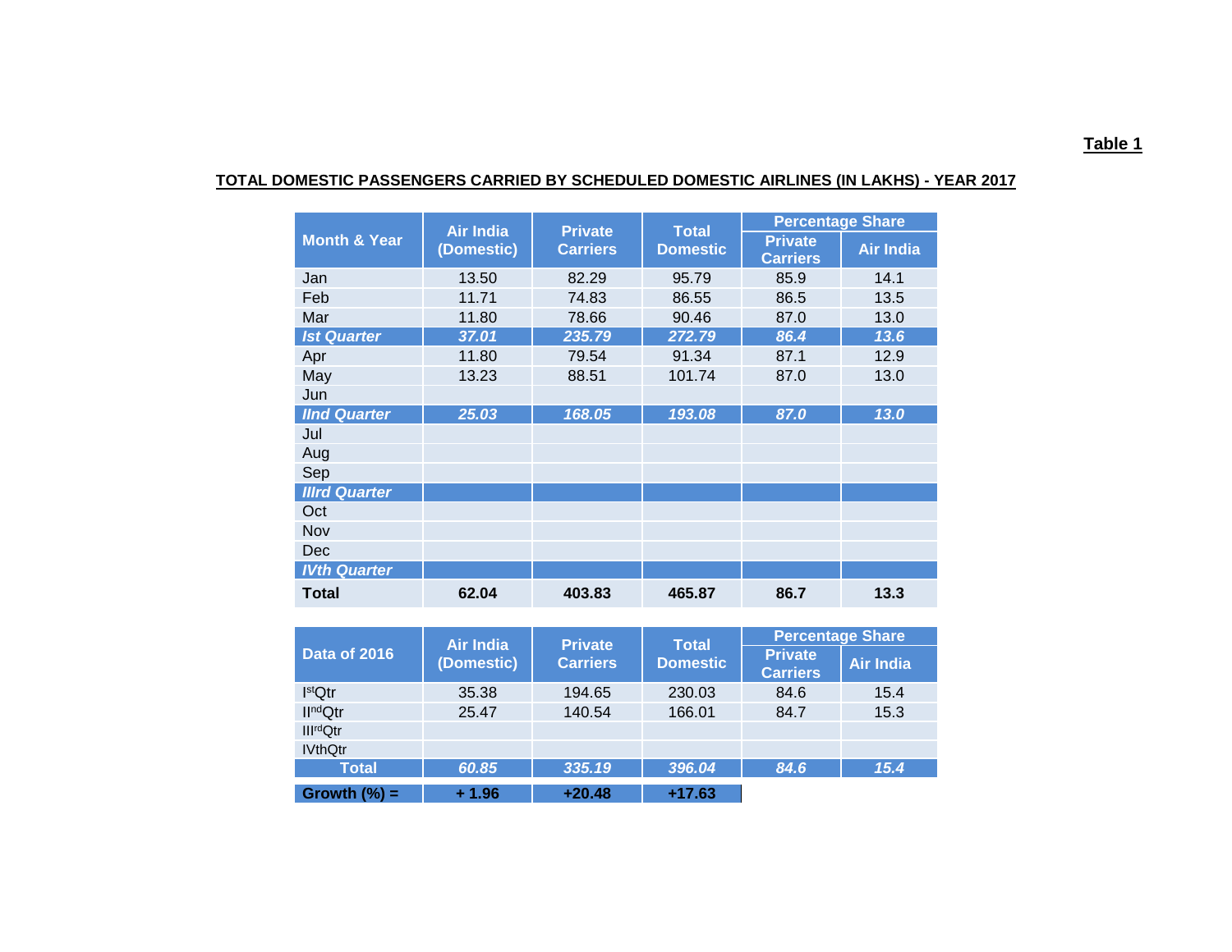**Table 1**

**TOTAL DOMESTIC PASSENGERS CARRIED BY SCHEDULED DOMESTIC AIRLINES (IN LAKHS) - YEAR 2017**

| Month & Year | Air India (Domestic) | Private Carriers | Total Domestic | Percentage Share | |
|---|---|---|---|---|---|
| | | | | Private Carriers | Air India |
| Jan | 13.50 | 82.29 | 95.79 | 85.9 | 14.1 |
| Feb | 11.71 | 74.83 | 86.55 | 86.5 | 13.5 |
| Mar | 11.80 | 78.66 | 90.46 | 87.0 | 13.0 |
| ***Ist Quarter*** | ***37.01*** | ***235.79*** | ***272.79*** | ***86.4*** | ***13.6*** |
| Apr | 11.80 | 79.54 | 91.34 | 87.1 | 12.9 |
| May | 13.23 | 88.51 | 101.74 | 87.0 | 13.0 |
| Jun | | | | | |
| ***IInd Quarter*** | ***25.03*** | ***168.05*** | ***193.08*** | ***87.0*** | ***13.0*** |
| Jul | | | | | |
| Aug | | | | | |
| Sep | | | | | |
| ***IIIrd Quarter*** | | | | | |
| Oct | | | | | |
| Nov | | | | | |
| Dec | | | | | |
| ***IVth Quarter*** | | | | | |
| **Total** | **62.04** | **403.83** | **465.87** | **86.7** | **13.3** |

| Data of 2016 | Air India (Domestic) | Private Carriers | Total Domestic | Percentage Share | |
|---|---|---|---|---|---|
| | | | | Private Carriers | Air India |
| Ist Qtr | 35.38 | 194.65 | 230.03 | 84.6 | 15.4 |
| IInd Qtr | 25.47 | 140.54 | 166.01 | 84.7 | 15.3 |
| IIIrd Qtr | | | | | |
| IVth Qtr | | | | | |
| **Total** | ***60.85*** | ***335.19*** | ***396.04*** | ***84.6*** | ***15.4*** |
| **Growth (%) =** | **+ 1.96** | **+20.48** | **+17.63** | | |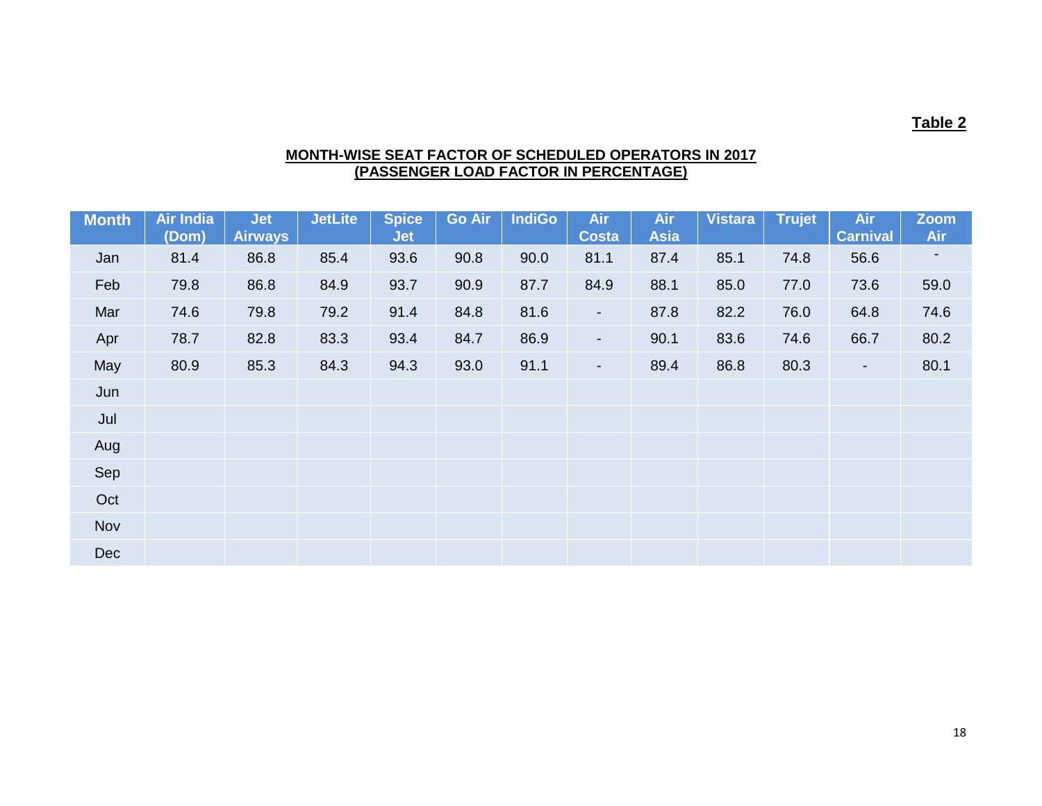**Table 2**

**MONTH-WISE SEAT FACTOR OF SCHEDULED OPERATORS IN 2017**
**(PASSENGER LOAD FACTOR IN PERCENTAGE)**

| Month | Air India (Dom) | Jet Airways | JetLite | Spice Jet | Go Air | IndiGo | Air Costa | Air Asia | Vistara | Trujet | Air Carnival | Zoom Air |
|---|---|---|---|---|---|---|---|---|---|---|---|---|
| Jan | 81.4 | 86.8 | 85.4 | 93.6 | 90.8 | 90.0 | 81.1 | 87.4 | 85.1 | 74.8 | 56.6 | - |
| Feb | 79.8 | 86.8 | 84.9 | 93.7 | 90.9 | 87.7 | 84.9 | 88.1 | 85.0 | 77.0 | 73.6 | 59.0 |
| Mar | 74.6 | 79.8 | 79.2 | 91.4 | 84.8 | 81.6 | - | 87.8 | 82.2 | 76.0 | 64.8 | 74.6 |
| Apr | 78.7 | 82.8 | 83.3 | 93.4 | 84.7 | 86.9 | - | 90.1 | 83.6 | 74.6 | 66.7 | 80.2 |
| May | 80.9 | 85.3 | 84.3 | 94.3 | 93.0 | 91.1 | - | 89.4 | 86.8 | 80.3 | - | 80.1 |
| Jun | | | | | | | | | | | | |
| Jul | | | | | | | | | | | | |
| Aug | | | | | | | | | | | | |
| Sep | | | | | | | | | | | | |
| Oct | | | | | | | | | | | | |
| Nov | | | | | | | | | | | | |
| Dec | | | | | | | | | | | | |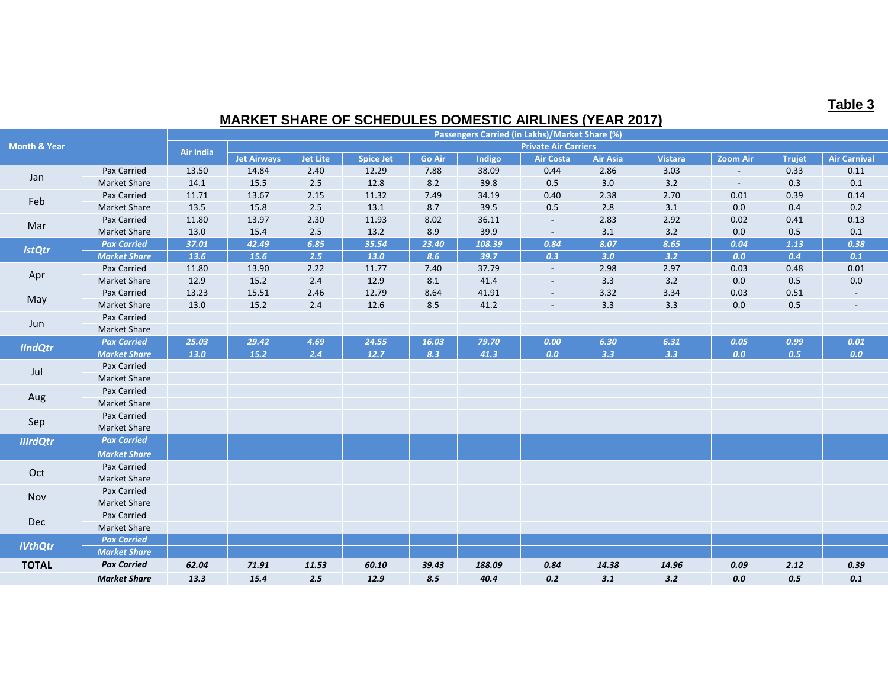**Table 3**

## MARKET SHARE OF SCHEDULES DOMESTIC AIRLINES (YEAR 2017)

| Month & Year | | Passengers Carried (in Lakhs)/Market Share (%) | | | | | | | | | | | |
|---|---|---|---|---|---|---|---|---|---|---|---|---|---|
| | | Air India | Private Air Carriers | | | | | | | | | | |
| | | | Jet Airways | Jet Lite | Spice Jet | Go Air | Indigo | Air Costa | Air Asia | Vistara | Zoom Air | Trujet | Air Carnival |
| Jan | Pax Carried | 13.50 | 14.84 | 2.40 | 12.29 | 7.88 | 38.09 | 0.44 | 2.86 | 3.03 | - | 0.33 | 0.11 |
| | Market Share | 14.1 | 15.5 | 2.5 | 12.8 | 8.2 | 39.8 | 0.5 | 3.0 | 3.2 | - | 0.3 | 0.1 |
| Feb | Pax Carried | 11.71 | 13.67 | 2.15 | 11.32 | 7.49 | 34.19 | 0.40 | 2.38 | 2.70 | 0.01 | 0.39 | 0.14 |
| | Market Share | 13.5 | 15.8 | 2.5 | 13.1 | 8.7 | 39.5 | 0.5 | 2.8 | 3.1 | 0.0 | 0.4 | 0.2 |
| Mar | Pax Carried | 11.80 | 13.97 | 2.30 | 11.93 | 8.02 | 36.11 | - | 2.83 | 2.92 | 0.02 | 0.41 | 0.13 |
| | Market Share | 13.0 | 15.4 | 2.5 | 13.2 | 8.9 | 39.9 | - | 3.1 | 3.2 | 0.0 | 0.5 | 0.1 |
| ***IstQtr*** | ***Pax Carried*** | ***37.01*** | ***42.49*** | ***6.85*** | ***35.54*** | ***23.40*** | ***108.39*** | ***0.84*** | ***8.07*** | ***8.65*** | ***0.04*** | ***1.13*** | ***0.38*** |
| | ***Market Share*** | ***13.6*** | ***15.6*** | ***2.5*** | ***13.0*** | ***8.6*** | ***39.7*** | ***0.3*** | ***3.0*** | ***3.2*** | ***0.0*** | ***0.4*** | ***0.1*** |
| Apr | Pax Carried | 11.80 | 13.90 | 2.22 | 11.77 | 7.40 | 37.79 | - | 2.98 | 2.97 | 0.03 | 0.48 | 0.01 |
| | Market Share | 12.9 | 15.2 | 2.4 | 12.9 | 8.1 | 41.4 | - | 3.3 | 3.2 | 0.0 | 0.5 | 0.0 |
| May | Pax Carried | 13.23 | 15.51 | 2.46 | 12.79 | 8.64 | 41.91 | - | 3.32 | 3.34 | 0.03 | 0.51 | - |
| | Market Share | 13.0 | 15.2 | 2.4 | 12.6 | 8.5 | 41.2 | - | 3.3 | 3.3 | 0.0 | 0.5 | - |
| Jun | Pax Carried | | | | | | | | | | | | |
| | Market Share | | | | | | | | | | | | |
| ***IIndQtr*** | ***Pax Carried*** | ***25.03*** | ***29.42*** | ***4.69*** | ***24.55*** | ***16.03*** | ***79.70*** | ***0.00*** | ***6.30*** | ***6.31*** | ***0.05*** | ***0.99*** | ***0.01*** |
| | ***Market Share*** | ***13.0*** | ***15.2*** | ***2.4*** | ***12.7*** | ***8.3*** | ***41.3*** | ***0.0*** | ***3.3*** | ***3.3*** | ***0.0*** | ***0.5*** | ***0.0*** |
| Jul | Pax Carried | | | | | | | | | | | | |
| | Market Share | | | | | | | | | | | | |
| Aug | Pax Carried | | | | | | | | | | | | |
| | Market Share | | | | | | | | | | | | |
| Sep | Pax Carried | | | | | | | | | | | | |
| | Market Share | | | | | | | | | | | | |
| ***IIIrdQtr*** | ***Pax Carried*** | | | | | | | | | | | | |
| | ***Market Share*** | | | | | | | | | | | | |
| Oct | Pax Carried | | | | | | | | | | | | |
| | Market Share | | | | | | | | | | | | |
| Nov | Pax Carried | | | | | | | | | | | | |
| | Market Share | | | | | | | | | | | | |
| Dec | Pax Carried | | | | | | | | | | | | |
| | Market Share | | | | | | | | | | | | |
| ***IVthQtr*** | ***Pax Carried*** | | | | | | | | | | | | |
| | ***Market Share*** | | | | | | | | | | | | |
| **TOTAL** | ***Pax Carried*** | ***62.04*** | ***71.91*** | ***11.53*** | ***60.10*** | ***39.43*** | ***188.09*** | ***0.84*** | ***14.38*** | ***14.96*** | ***0.09*** | ***2.12*** | ***0.39*** |
| | ***Market Share*** | ***13.3*** | ***15.4*** | ***2.5*** | ***12.9*** | ***8.5*** | ***40.4*** | ***0.2*** | ***3.1*** | ***3.2*** | ***0.0*** | ***0.5*** | ***0.1*** |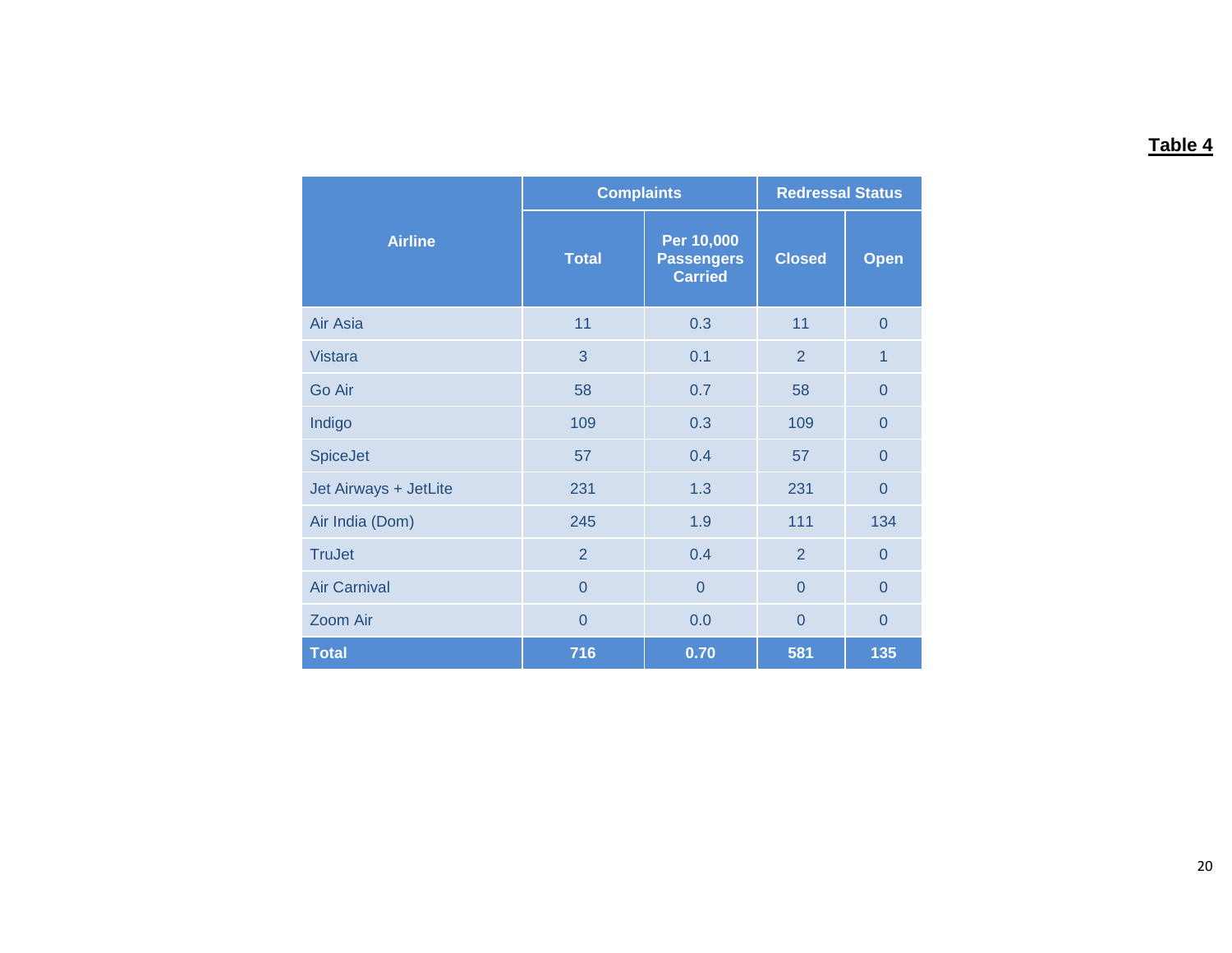**Table 4**

| Airline | Complaints | | Redressal Status | |
|---|---|---|---|---|
| | Total | Per 10,000 Passengers Carried | Closed | Open |
| Air Asia | 11 | 0.3 | 11 | 0 |
| Vistara | 3 | 0.1 | 2 | 1 |
| Go Air | 58 | 0.7 | 58 | 0 |
| Indigo | 109 | 0.3 | 109 | 0 |
| SpiceJet | 57 | 0.4 | 57 | 0 |
| Jet Airways + JetLite | 231 | 1.3 | 231 | 0 |
| Air India (Dom) | 245 | 1.9 | 111 | 134 |
| TruJet | 2 | 0.4 | 2 | 0 |
| Air Carnival | 0 | 0 | 0 | 0 |
| Zoom Air | 0 | 0.0 | 0 | 0 |
| **Total** | **716** | **0.70** | **581** | **135** |